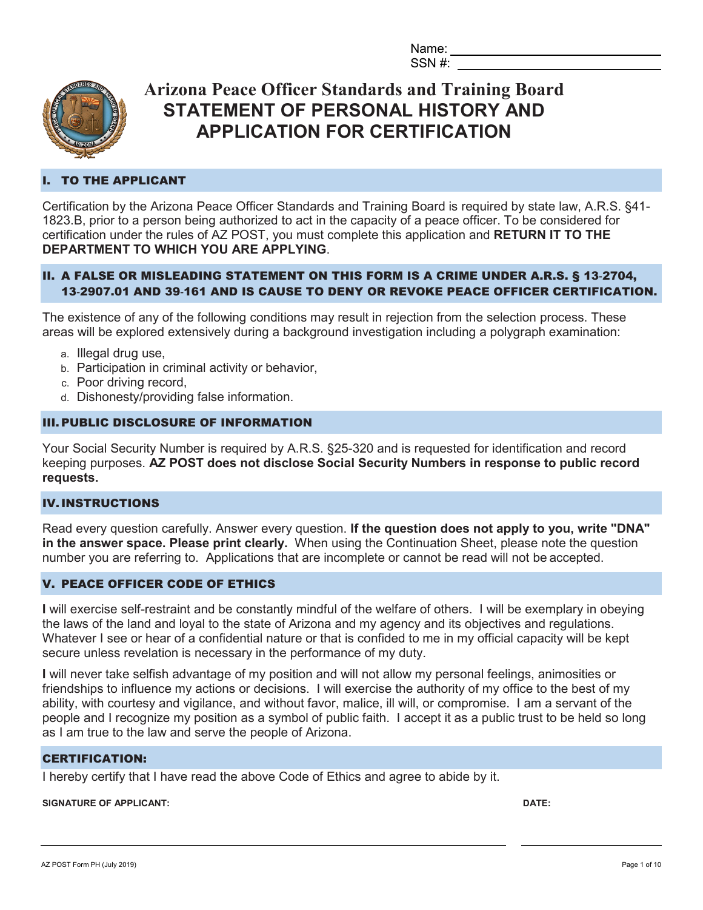Name: ______________________________

SSN #: ______________________________

# Arizona Peace Officer Standards and Training Board

## STATEMENT OF PERSONAL HISTORY AND APPLICATION FOR CERTIFICATION

### I. TO THE APPLICANT

Certification by the Arizona Peace Officer Standards and Training Board is required by state law, A.R.S. §41-1823.B, prior to a person being authorized to act in the capacity of a peace officer. To be considered for certification under the rules of AZ POST, you must complete this application and **RETURN IT TO THE DEPARTMENT TO WHICH YOU ARE APPLYING**.

### II. A FALSE OR MISLEADING STATEMENT ON THIS FORM IS A CRIME UNDER A.R.S. § 13-2704, 13-2907.01 AND 39-161 AND IS CAUSE TO DENY OR REVOKE PEACE OFFICER CERTIFICATION.

The existence of any of the following conditions may result in rejection from the selection process. These areas will be explored extensively during a background investigation including a polygraph examination:

a. Illegal drug use,
b. Participation in criminal activity or behavior,
c. Poor driving record,
d. Dishonesty/providing false information.

### III. PUBLIC DISCLOSURE OF INFORMATION

Your Social Security Number is required by A.R.S. §25-320 and is requested for identification and record keeping purposes. **AZ POST does not disclose Social Security Numbers in response to public record requests.**

### IV. INSTRUCTIONS

Read every question carefully. Answer every question. **If the question does not apply to you, write "DNA" in the answer space. Please print clearly.** When using the Continuation Sheet, please note the question number you are referring to. Applications that are incomplete or cannot be read will not be accepted.

### V. PEACE OFFICER CODE OF ETHICS

**I** will exercise self-restraint and be constantly mindful of the welfare of others. I will be exemplary in obeying the laws of the land and loyal to the state of Arizona and my agency and its objectives and regulations. Whatever I see or hear of a confidential nature or that is confided to me in my official capacity will be kept secure unless revelation is necessary in the performance of my duty.

**I** will never take selfish advantage of my position and will not allow my personal feelings, animosities or friendships to influence my actions or decisions. I will exercise the authority of my office to the best of my ability, with courtesy and vigilance, and without favor, malice, ill will, or compromise. I am a servant of the people and I recognize my position as a symbol of public faith. I accept it as a public trust to be held so long as I am true to the law and serve the people of Arizona.

### CERTIFICATION:

I hereby certify that I have read the above Code of Ethics and agree to abide by it.

**SIGNATURE OF APPLICANT:** ______________________________ **DATE:** ______________

AZ POST Form PH (July 2019)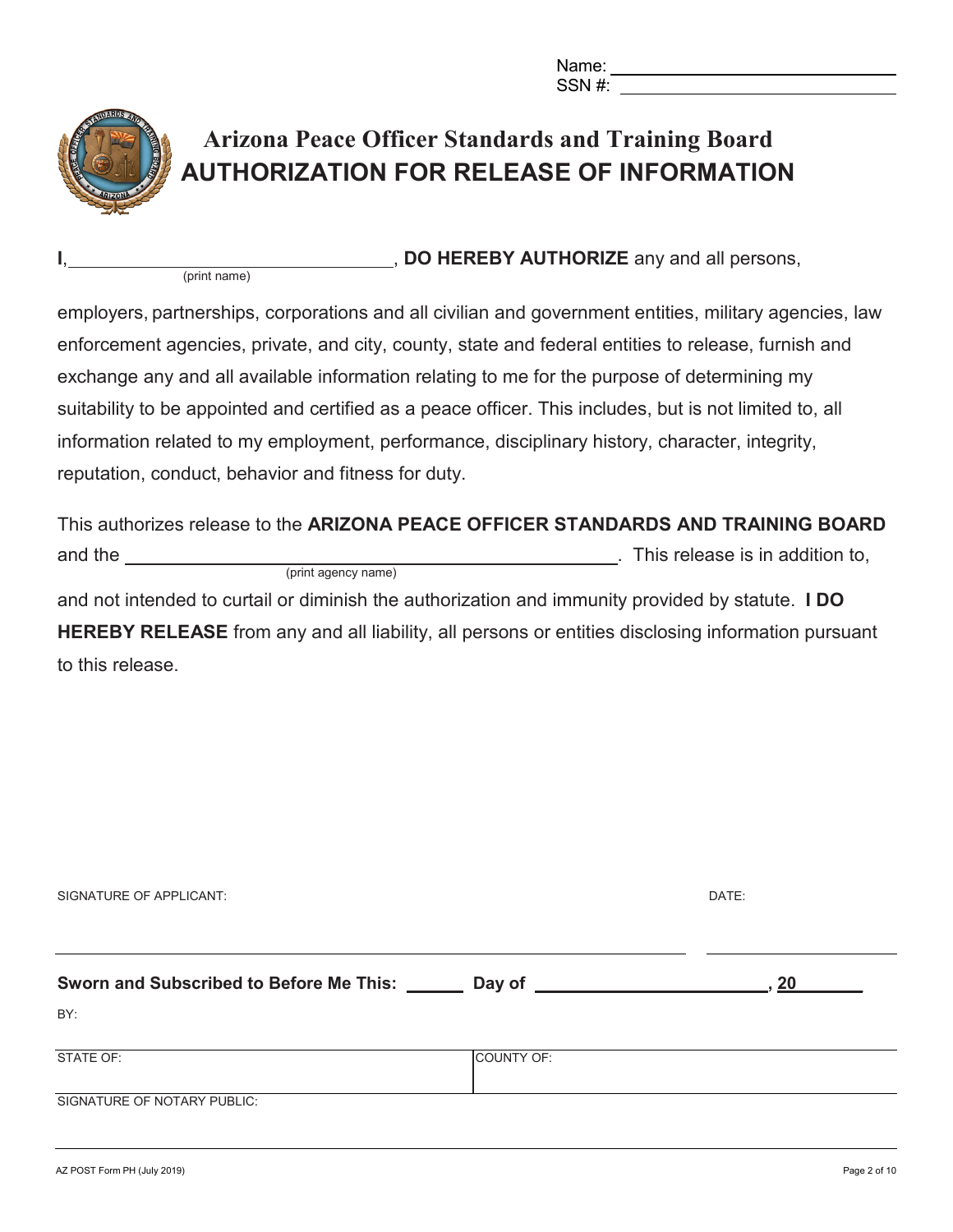Name: ______________________________
SSN #: ______________________________

# Arizona Peace Officer Standards and Training Board

## AUTHORIZATION FOR RELEASE OF INFORMATION

**I**, ______________________________ (print name), **DO HEREBY AUTHORIZE** any and all persons, employers, partnerships, corporations and all civilian and government entities, military agencies, law enforcement agencies, private, and city, county, state and federal entities to release, furnish and exchange any and all available information relating to me for the purpose of determining my suitability to be appointed and certified as a peace officer. This includes, but is not limited to, all information related to my employment, performance, disciplinary history, character, integrity, reputation, conduct, behavior and fitness for duty.

This authorizes release to the **ARIZONA PEACE OFFICER STANDARDS AND TRAINING BOARD** and the ______________________________ (print agency name). This release is in addition to, and not intended to curtail or diminish the authorization and immunity provided by statute. **I DO HEREBY RELEASE** from any and all liability, all persons or entities disclosing information pursuant to this release.

SIGNATURE OF APPLICANT: ______________________________ DATE: ______________

**Sworn and Subscribed to Before Me This: ______ Day of ______________________, 20______**

BY:

| STATE OF: | COUNTY OF: |
|---|---|

SIGNATURE OF NOTARY PUBLIC: ______________________________

AZ POST Form PH (July 2019)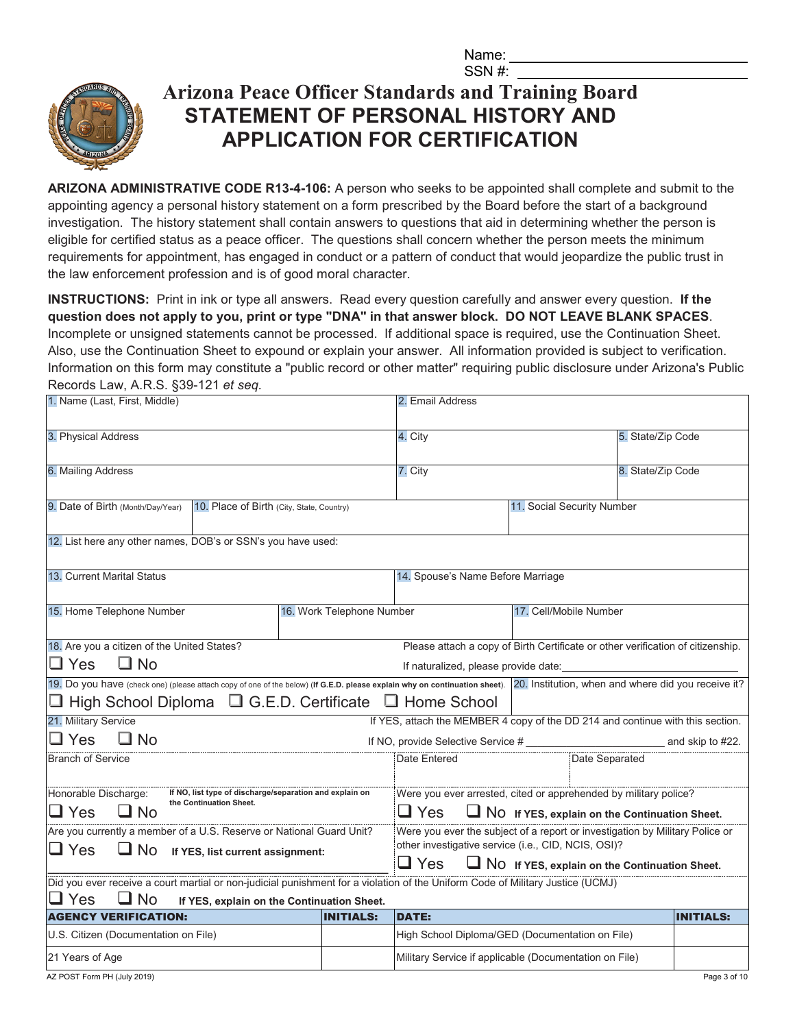Name: ______________________

SSN #: ______________________

# Arizona Peace Officer Standards and Training Board

## STATEMENT OF PERSONAL HISTORY AND APPLICATION FOR CERTIFICATION

**ARIZONA ADMINISTRATIVE CODE R13-4-106:** A person who seeks to be appointed shall complete and submit to the appointing agency a personal history statement on a form prescribed by the Board before the start of a background investigation. The history statement shall contain answers to questions that aid in determining whether the person is eligible for certified status as a peace officer. The questions shall concern whether the person meets the minimum requirements for appointment, has engaged in conduct or a pattern of conduct that would jeopardize the public trust in the law enforcement profession and is of good moral character.

**INSTRUCTIONS:** Print in ink or type all answers. Read every question carefully and answer every question. **If the question does not apply to you, print or type "DNA" in that answer block. DO NOT LEAVE BLANK SPACES**. Incomplete or unsigned statements cannot be processed. If additional space is required, use the Continuation Sheet. Also, use the Continuation Sheet to expound or explain your answer. All information provided is subject to verification. Information on this form may constitute a "public record or other matter" requiring public disclosure under Arizona's Public Records Law, A.R.S. §39-121 *et seq.*

| | | |
|---|---|---|
| 1. Name (Last, First, Middle) | 2. Email Address | |
| 3. Physical Address | 4. City | 5. State/Zip Code |
| 6. Mailing Address | 7. City | 8. State/Zip Code |
| 9. Date of Birth (Month/Day/Year) | 10. Place of Birth (City, State, Country) | 11. Social Security Number |
| 12. List here any other names, DOB's or SSN's you have used: | | |
| 13. Current Marital Status | 14. Spouse's Name Before Marriage | |
| 15. Home Telephone Number | 16. Work Telephone Number | 17. Cell/Mobile Number |

18. Are you a citizen of the United States? ☐ Yes ☐ No

Please attach a copy of Birth Certificate or other verification of citizenship.

If naturalized, please provide date: ______________________

19. Do you have (check one) (please attach copy of one of the below) (**If G.E.D. please explain why on continuation sheet**).

☐ High School Diploma ☐ G.E.D. Certificate ☐ Home School

20. Institution, when and where did you receive it?

21. Military Service ☐ Yes ☐ No

If YES, attach the MEMBER 4 copy of the DD 214 and continue with this section.

If NO, provide Selective Service # ______________________ and skip to #22.

| Branch of Service | Date Entered | Date Separated |
|---|---|---|
| | | |

Honorable Discharge: ☐ Yes ☐ No — **If NO, list type of discharge/separation and explain on the Continuation Sheet.**

Were you ever arrested, cited or apprehended by military police? ☐ Yes ☐ No **If YES, explain on the Continuation Sheet.**

Are you currently a member of a U.S. Reserve or National Guard Unit? ☐ Yes ☐ No **If YES, list current assignment:**

Were you ever the subject of a report or investigation by Military Police or other investigative service (i.e., CID, NCIS, OSI)? ☐ Yes ☐ No **If YES, explain on the Continuation Sheet.**

Did you ever receive a court martial or non-judicial punishment for a violation of the Uniform Code of Military Justice (UCMJ) ☐ Yes ☐ No **If YES, explain on the Continuation Sheet.**

| **AGENCY VERIFICATION:** | **INITIALS:** | **DATE:** | **INITIALS:** |
|---|---|---|---|
| U.S. Citizen (Documentation on File) | | High School Diploma/GED (Documentation on File) | |
| 21 Years of Age | | Military Service if applicable (Documentation on File) | |

AZ POST Form PH (July 2019)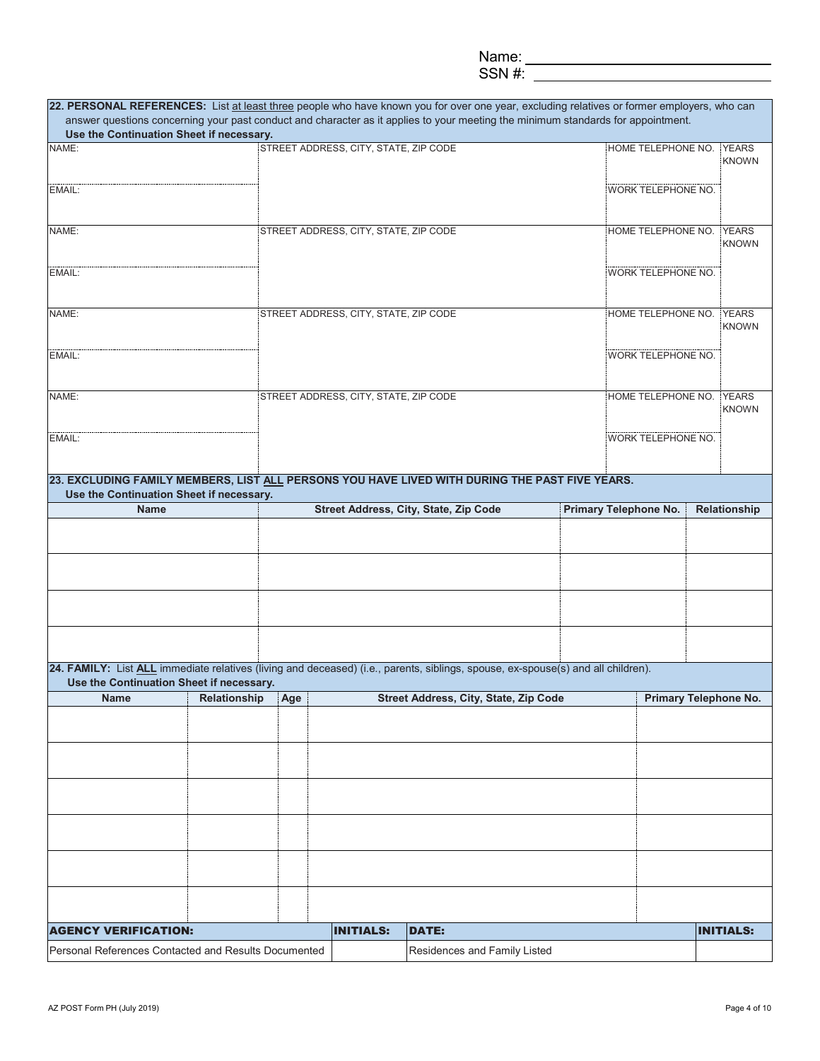Name: 
SSN #: 

**22. PERSONAL REFERENCES:** List at least three people who have known you for over one year, excluding relatives or former employers, who can answer questions concerning your past conduct and character as it applies to your meeting the minimum standards for appointment.
**Use the Continuation Sheet if necessary.**

| NAME: | STREET ADDRESS, CITY, STATE, ZIP CODE | HOME TELEPHONE NO. | YEARS KNOWN |
|---|---|---|---|
| EMAIL: | | WORK TELEPHONE NO. | |
| NAME: | STREET ADDRESS, CITY, STATE, ZIP CODE | HOME TELEPHONE NO. | YEARS KNOWN |
| EMAIL: | | WORK TELEPHONE NO. | |
| NAME: | STREET ADDRESS, CITY, STATE, ZIP CODE | HOME TELEPHONE NO. | YEARS KNOWN |
| EMAIL: | | WORK TELEPHONE NO. | |
| NAME: | STREET ADDRESS, CITY, STATE, ZIP CODE | HOME TELEPHONE NO. | YEARS KNOWN |
| EMAIL: | | WORK TELEPHONE NO. | |

**23. EXCLUDING FAMILY MEMBERS, LIST ALL PERSONS YOU HAVE LIVED WITH DURING THE PAST FIVE YEARS.**
**Use the Continuation Sheet if necessary.**

| Name | Street Address, City, State, Zip Code | Primary Telephone No. | Relationship |
|---|---|---|---|
| | | | |
| | | | |
| | | | |
| | | | |

**24. FAMILY:** List **ALL** immediate relatives (living and deceased) (i.e., parents, siblings, spouse, ex-spouse(s) and all children).
**Use the Continuation Sheet if necessary.**

| Name | Relationship | Age | Street Address, City, State, Zip Code | Primary Telephone No. |
|---|---|---|---|---|
| | | | | |
| | | | | |
| | | | | |
| | | | | |
| | | | | |
| | | | | |

| AGENCY VERIFICATION: | INITIALS: | DATE: | INITIALS: |
|---|---|---|---|
| Personal References Contacted and Results Documented | | Residences and Family Listed | |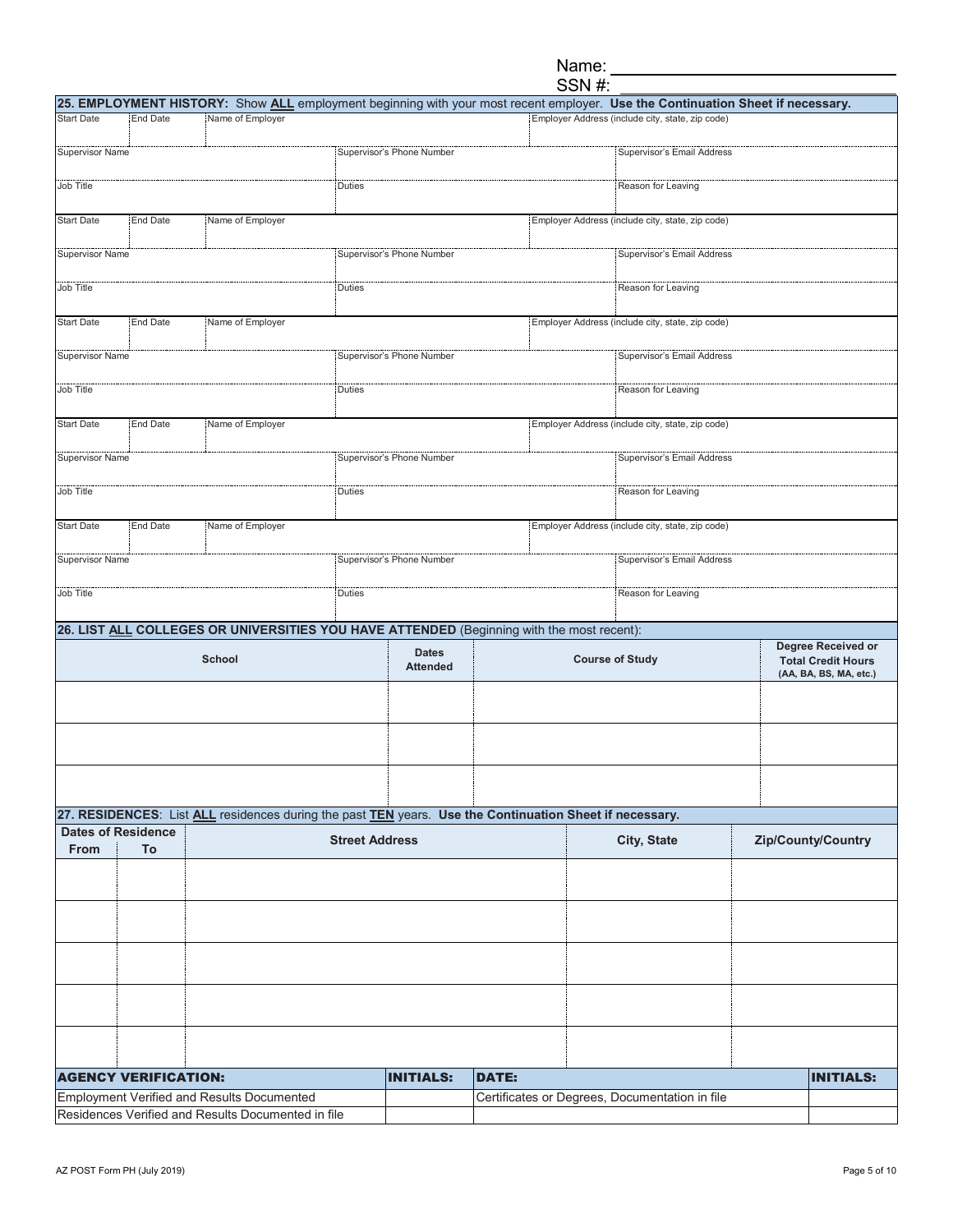Name: ______________________

SSN #: ______________________

**25. EMPLOYMENT HISTORY:** Show **ALL** employment beginning with your most recent employer. **Use the Continuation Sheet if necessary.**

| Start Date | End Date | Name of Employer | Employer Address (include city, state, zip code) |
|---|---|---|---|
| | | | |

| Supervisor Name | Supervisor's Phone Number | Supervisor's Email Address |
|---|---|---|
| | | |

| Job Title | Duties | Reason for Leaving |
|---|---|---|
| | | |

| Start Date | End Date | Name of Employer | Employer Address (include city, state, zip code) |
|---|---|---|---|
| | | | |

| Supervisor Name | Supervisor's Phone Number | Supervisor's Email Address |
|---|---|---|
| | | |

| Job Title | Duties | Reason for Leaving |
|---|---|---|
| | | |

| Start Date | End Date | Name of Employer | Employer Address (include city, state, zip code) |
|---|---|---|---|
| | | | |

| Supervisor Name | Supervisor's Phone Number | Supervisor's Email Address |
|---|---|---|
| | | |

| Job Title | Duties | Reason for Leaving |
|---|---|---|
| | | |

| Start Date | End Date | Name of Employer | Employer Address (include city, state, zip code) |
|---|---|---|---|
| | | | |

| Supervisor Name | Supervisor's Phone Number | Supervisor's Email Address |
|---|---|---|
| | | |

| Job Title | Duties | Reason for Leaving |
|---|---|---|
| | | |

| Start Date | End Date | Name of Employer | Employer Address (include city, state, zip code) |
|---|---|---|---|
| | | | |

| Supervisor Name | Supervisor's Phone Number | Supervisor's Email Address |
|---|---|---|
| | | |

| Job Title | Duties | Reason for Leaving |
|---|---|---|
| | | |

**26. LIST ALL COLLEGES OR UNIVERSITIES YOU HAVE ATTENDED** (Beginning with the most recent):

| School | Dates Attended | Course of Study | Degree Received or Total Credit Hours (AA, BA, BS, MA, etc.) |
|---|---|---|---|
| | | | |
| | | | |
| | | | |

**27. RESIDENCES**: List **ALL** residences during the past **TEN** years. **Use the Continuation Sheet if necessary.**

| Dates of Residence | | Street Address | City, State | Zip/County/Country |
|---|---|---|---|---|
| From | To | | | |
| | | | | |
| | | | | |
| | | | | |
| | | | | |
| | | | | |

| AGENCY VERIFICATION: | INITIALS: | DATE: | INITIALS: |
|---|---|---|---|
| Employment Verified and Results Documented | | Certificates or Degrees, Documentation in file | |
| Residences Verified and Results Documented in file | | | |

AZ POST Form PH (July 2019)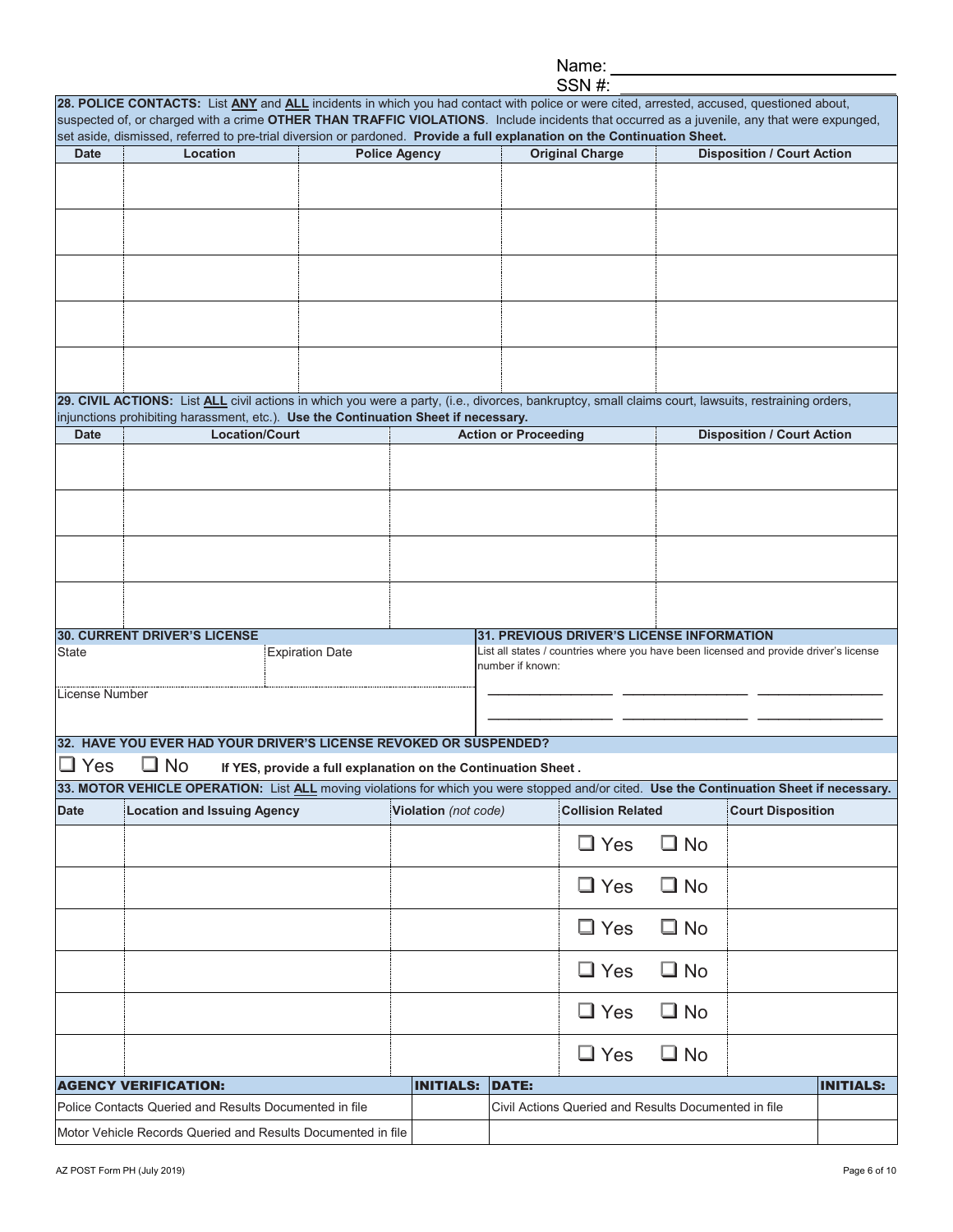Name: ______________________________

SSN #: ______________________________

**28. POLICE CONTACTS:** List **ANY** and **ALL** incidents in which you had contact with police or were cited, arrested, accused, questioned about, suspected of, or charged with a crime **OTHER THAN TRAFFIC VIOLATIONS**. Include incidents that occurred as a juvenile, any that were expunged, set aside, dismissed, referred to pre-trial diversion or pardoned. **Provide a full explanation on the Continuation Sheet.**

| Date | Location | Police Agency | Original Charge | Disposition / Court Action |
|---|---|---|---|---|
| | | | | |
| | | | | |
| | | | | |
| | | | | |
| | | | | |

**29. CIVIL ACTIONS:** List **ALL** civil actions in which you were a party, (i.e., divorces, bankruptcy, small claims court, lawsuits, restraining orders, injunctions prohibiting harassment, etc.). **Use the Continuation Sheet if necessary.**

| Date | Location/Court | Action or Proceeding | Disposition / Court Action |
|---|---|---|---|
| | | | |
| | | | |
| | | | |
| | | | |

**30. CURRENT DRIVER'S LICENSE**

State: ____________ Expiration Date: ____________

License Number: ____________

**31. PREVIOUS DRIVER'S LICENSE INFORMATION**

List all states / countries where you have been licensed and provide driver's license number if known:

________________ ________________ ________________

________________ ________________ ________________

**32. HAVE YOU EVER HAD YOUR DRIVER'S LICENSE REVOKED OR SUSPENDED?**

☐ Yes ☐ No **If YES, provide a full explanation on the Continuation Sheet .**

**33. MOTOR VEHICLE OPERATION:** List **ALL** moving violations for which you were stopped and/or cited. **Use the Continuation Sheet if necessary.**

| Date | Location and Issuing Agency | Violation *(not code)* | Collision Related | Court Disposition |
|---|---|---|---|---|
| | | | ☐ Yes ☐ No | |
| | | | ☐ Yes ☐ No | |
| | | | ☐ Yes ☐ No | |
| | | | ☐ Yes ☐ No | |
| | | | ☐ Yes ☐ No | |
| | | | ☐ Yes ☐ No | |

| AGENCY VERIFICATION: | INITIALS: | DATE: | INITIALS: |
|---|---|---|---|
| Police Contacts Queried and Results Documented in file | | Civil Actions Queried and Results Documented in file | |
| Motor Vehicle Records Queried and Results Documented in file | | | |

AZ POST Form PH (July 2019)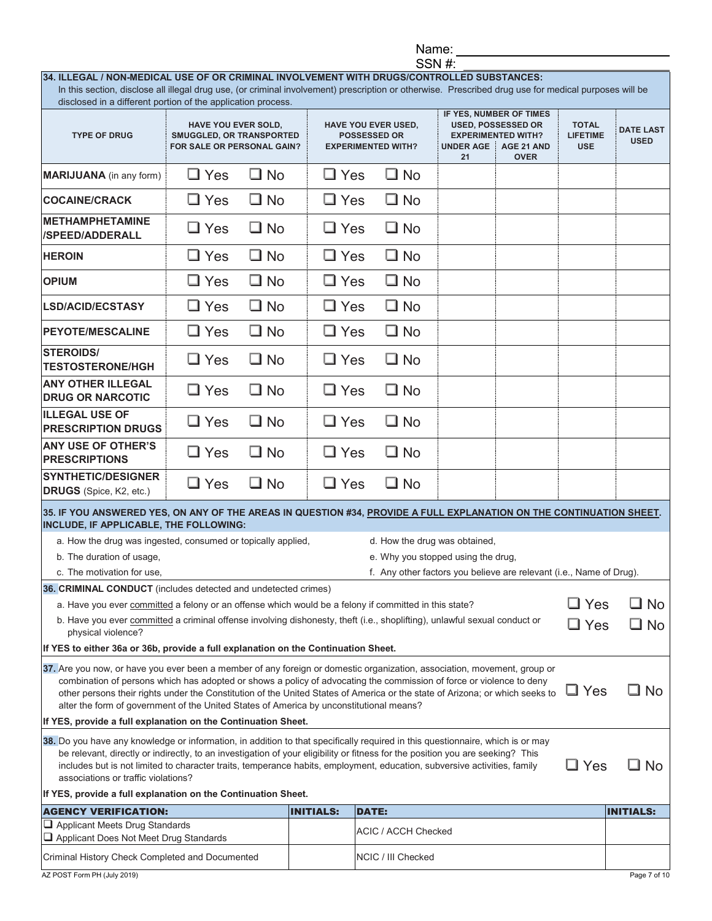Name: 

SSN #: 

## 34. ILLEGAL / NON-MEDICAL USE OF OR CRIMINAL INVOLVEMENT WITH DRUGS/CONTROLLED SUBSTANCES:

In this section, disclose all illegal drug use, (or criminal involvement) prescription or otherwise. Prescribed drug use for medical purposes will be disclosed in a different portion of the application process.

| TYPE OF DRUG | HAVE YOU EVER SOLD, SMUGGLED, OR TRANSPORTED FOR SALE OR PERSONAL GAIN? | | HAVE YOU EVER USED, POSSESSED OR EXPERIMENTED WITH? | | IF YES, NUMBER OF TIMES USED, POSSESSED OR EXPERIMENTED WITH? | | TOTAL LIFETIME USE | DATE LAST USED |
|---|---|---|---|---|---|---|---|---|
| | | | | | UNDER AGE 21 | AGE 21 AND OVER | | |
| **MARIJUANA** (in any form) | ❑ Yes | ❑ No | ❑ Yes | ❑ No | | | | |
| **COCAINE/CRACK** | ❑ Yes | ❑ No | ❑ Yes | ❑ No | | | | |
| **METHAMPHETAMINE /SPEED/ADDERALL** | ❑ Yes | ❑ No | ❑ Yes | ❑ No | | | | |
| **HEROIN** | ❑ Yes | ❑ No | ❑ Yes | ❑ No | | | | |
| **OPIUM** | ❑ Yes | ❑ No | ❑ Yes | ❑ No | | | | |
| **LSD/ACID/ECSTASY** | ❑ Yes | ❑ No | ❑ Yes | ❑ No | | | | |
| **PEYOTE/MESCALINE** | ❑ Yes | ❑ No | ❑ Yes | ❑ No | | | | |
| **STEROIDS/ TESTOSTERONE/HGH** | ❑ Yes | ❑ No | ❑ Yes | ❑ No | | | | |
| **ANY OTHER ILLEGAL DRUG OR NARCOTIC** | ❑ Yes | ❑ No | ❑ Yes | ❑ No | | | | |
| **ILLEGAL USE OF PRESCRIPTION DRUGS** | ❑ Yes | ❑ No | ❑ Yes | ❑ No | | | | |
| **ANY USE OF OTHER'S PRESCRIPTIONS** | ❑ Yes | ❑ No | ❑ Yes | ❑ No | | | | |
| **SYNTHETIC/DESIGNER DRUGS** (Spice, K2, etc.) | ❑ Yes | ❑ No | ❑ Yes | ❑ No | | | | |

## 35. IF YOU ANSWERED YES, ON ANY OF THE AREAS IN QUESTION #34, PROVIDE A FULL EXPLANATION ON THE CONTINUATION SHEET. INCLUDE, IF APPLICABLE, THE FOLLOWING:

a. How the drug was ingested, consumed or topically applied,
b. The duration of usage,
c. The motivation for use,
d. How the drug was obtained,
e. Why you stopped using the drug,
f. Any other factors you believe are relevant (i.e., Name of Drug).

## 36. CRIMINAL CONDUCT (includes detected and undetected crimes)

a. Have you ever committed a felony or an offense which would be a felony if committed in this state? ❑ Yes ❑ No

b. Have you ever committed a criminal offense involving dishonesty, theft (i.e., shoplifting), unlawful sexual conduct or physical violence? ❑ Yes ❑ No

**If YES to either 36a or 36b, provide a full explanation on the Continuation Sheet.**

**37.** Are you now, or have you ever been a member of any foreign or domestic organization, association, movement, group or combination of persons which has adopted or shows a policy of advocating the commission of force or violence to deny other persons their rights under the Constitution of the United States of America or the state of Arizona; or which seeks to alter the form of government of the United States of America by unconstitutional means? ❑ Yes ❑ No

**If YES, provide a full explanation on the Continuation Sheet.**

**38.** Do you have any knowledge or information, in addition to that specifically required in this questionnaire, which is or may be relevant, directly or indirectly, to an investigation of your eligibility or fitness for the position you are seeking? This includes but is not limited to character traits, temperance habits, employment, education, subversive activities, family associations or traffic violations? ❑ Yes ❑ No

**If YES, provide a full explanation on the Continuation Sheet.**

| AGENCY VERIFICATION: | INITIALS: | DATE: | INITIALS: |
|---|---|---|---|
| ❑ Applicant Meets Drug Standards<br>❑ Applicant Does Not Meet Drug Standards | | ACIC / ACCH Checked | |
| Criminal History Check Completed and Documented | | NCIC / III Checked | |

AZ POST Form PH (July 2019)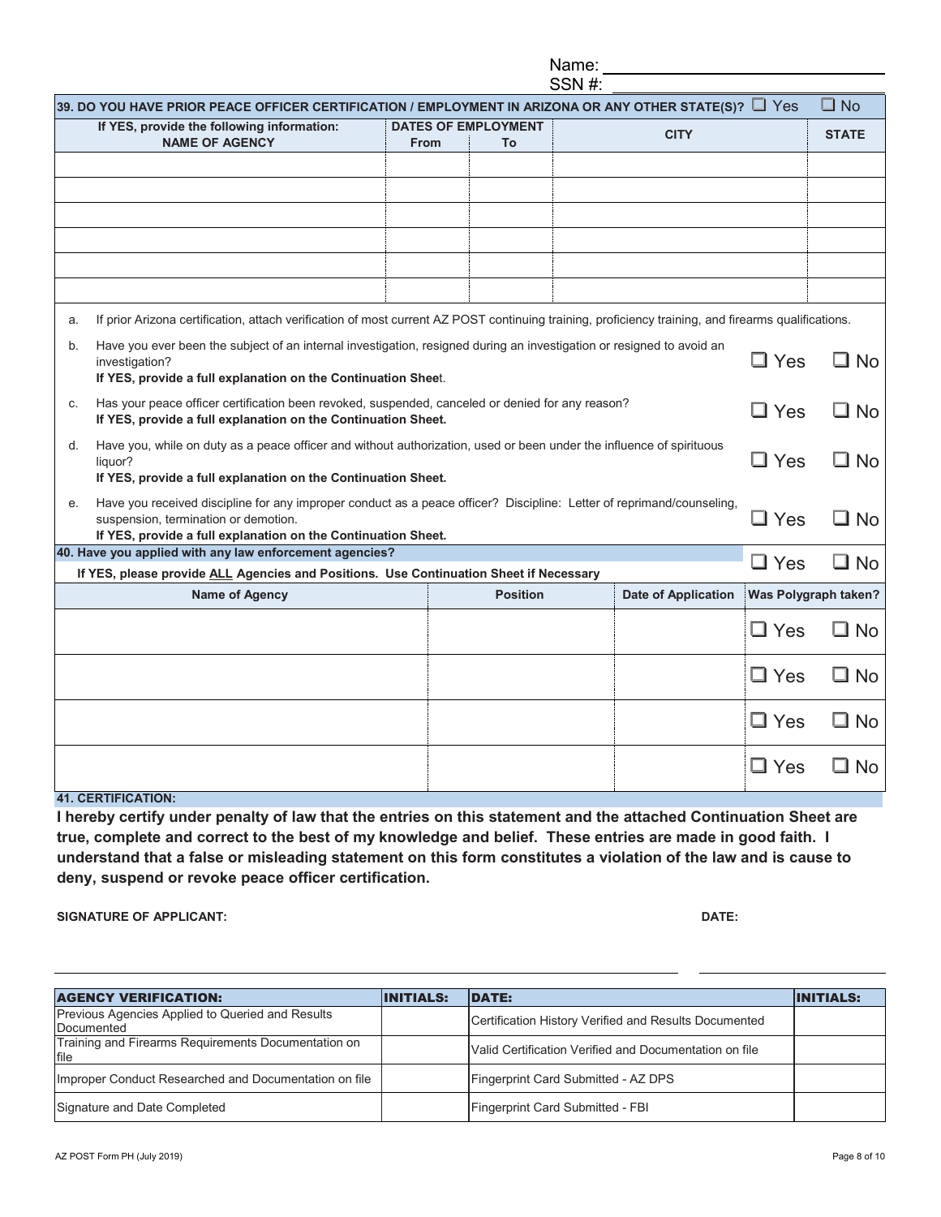Name: \_\_\_\_\_\_\_\_\_\_\_\_\_\_\_\_\_\_\_\_

SSN #: \_\_\_\_\_\_\_\_\_\_\_\_\_\_\_\_\_\_\_\_

**39. DO YOU HAVE PRIOR PEACE OFFICER CERTIFICATION / EMPLOYMENT IN ARIZONA OR ANY OTHER STATE(S)?** ☐ Yes ☐ No

| If YES, provide the following information: NAME OF AGENCY | DATES OF EMPLOYMENT From | To | CITY | STATE |
|---|---|---|---|---|
| | | | | |
| | | | | |
| | | | | |
| | | | | |
| | | | | |
| | | | | |

a. If prior Arizona certification, attach verification of most current AZ POST continuing training, proficiency training, and firearms qualifications.

b. Have you ever been the subject of an internal investigation, resigned during an investigation or resigned to avoid an investigation? ☐ Yes ☐ No
**If YES, provide a full explanation on the Continuation Sheet.**

c. Has your peace officer certification been revoked, suspended, canceled or denied for any reason? ☐ Yes ☐ No
**If YES, provide a full explanation on the Continuation Sheet.**

d. Have you, while on duty as a peace officer and without authorization, used or been under the influence of spirituous liquor? ☐ Yes ☐ No
**If YES, provide a full explanation on the Continuation Sheet.**

e. Have you received discipline for any improper conduct as a peace officer? Discipline: Letter of reprimand/counseling, suspension, termination or demotion. ☐ Yes ☐ No
**If YES, provide a full explanation on the Continuation Sheet.**

**40. Have you applied with any law enforcement agencies?** ☐ Yes ☐ No

**If YES, please provide ALL Agencies and Positions. Use Continuation Sheet if Necessary**

| Name of Agency | Position | Date of Application | Was Polygraph taken? |
|---|---|---|---|
| | | | ☐ Yes ☐ No |
| | | | ☐ Yes ☐ No |
| | | | ☐ Yes ☐ No |
| | | | ☐ Yes ☐ No |

**41. CERTIFICATION:**

**I hereby certify under penalty of law that the entries on this statement and the attached Continuation Sheet are true, complete and correct to the best of my knowledge and belief. These entries are made in good faith. I understand that a false or misleading statement on this form constitutes a violation of the law and is cause to deny, suspend or revoke peace officer certification.**

**SIGNATURE OF APPLICANT:** \_\_\_\_\_\_\_\_\_\_\_\_\_\_\_\_\_\_\_\_ **DATE:** \_\_\_\_\_\_\_\_\_\_

| AGENCY VERIFICATION: | INITIALS: | DATE: | INITIALS: |
|---|---|---|---|
| Previous Agencies Applied to Queried and Results Documented | | Certification History Verified and Results Documented | |
| Training and Firearms Requirements Documentation on file | | Valid Certification Verified and Documentation on file | |
| Improper Conduct Researched and Documentation on file | | Fingerprint Card Submitted - AZ DPS | |
| Signature and Date Completed | | Fingerprint Card Submitted - FBI | |

AZ POST Form PH (July 2019)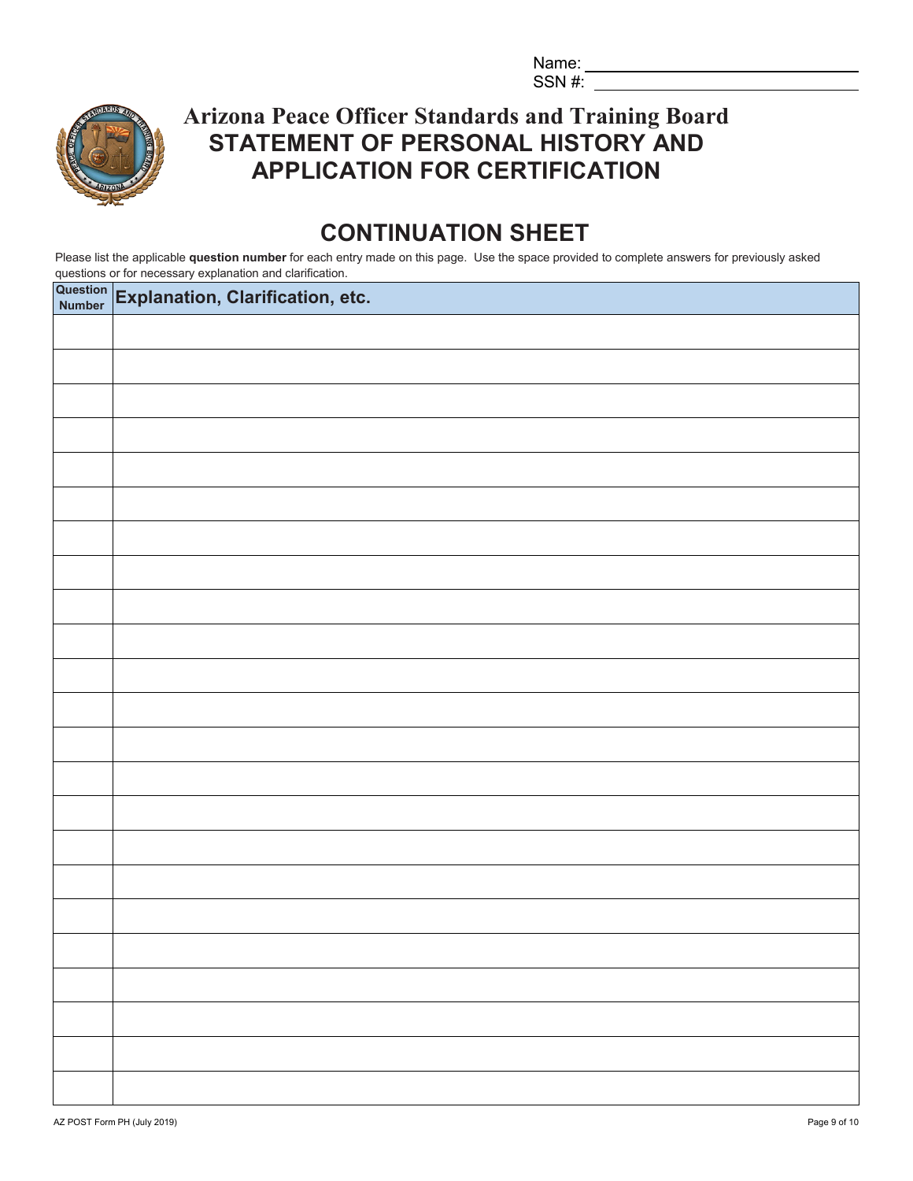Name: \_\_\_\_\_\_\_\_\_\_\_\_\_\_\_\_\_\_\_\_
SSN #: \_\_\_\_\_\_\_\_\_\_\_\_\_\_\_\_\_\_\_\_

# Arizona Peace Officer Standards and Training Board

## STATEMENT OF PERSONAL HISTORY AND APPLICATION FOR CERTIFICATION

## CONTINUATION SHEET

Please list the applicable **question number** for each entry made on this page. Use the space provided to complete answers for previously asked questions or for necessary explanation and clarification.

| Question Number | Explanation, Clarification, etc. |
|---|---|
| | |
| | |
| | |
| | |
| | |
| | |
| | |
| | |
| | |
| | |
| | |
| | |
| | |
| | |
| | |
| | |
| | |
| | |
| | |
| | |
| | |
| | |
| | |
| | |

AZ POST Form PH (July 2019)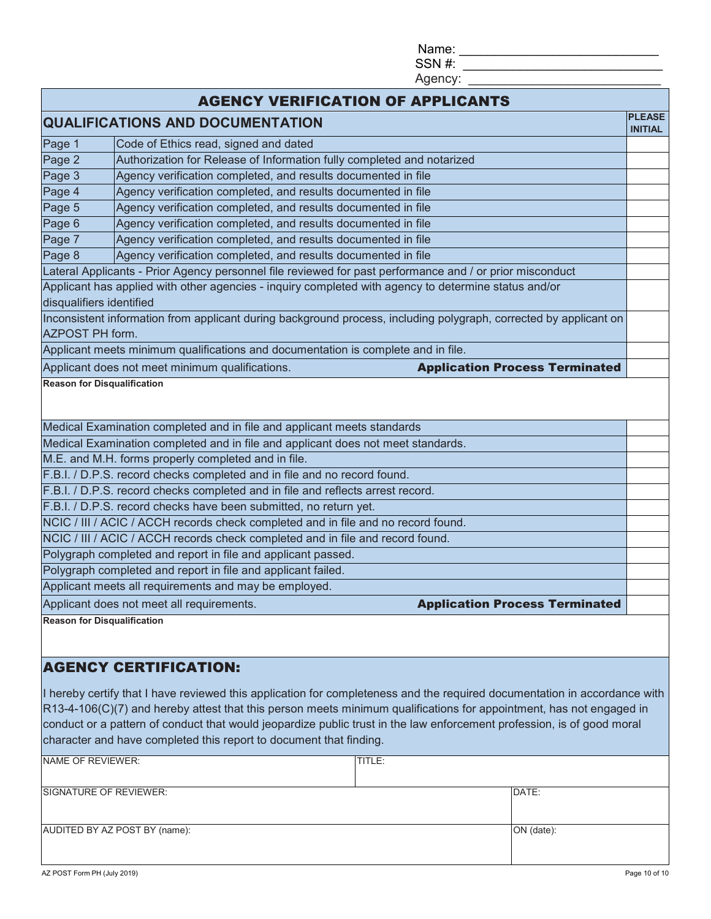Name: ___________________________
SSN #: ___________________________
Agency: ___________________________

# AGENCY VERIFICATION OF APPLICANTS

| QUALIFICATIONS AND DOCUMENTATION | | PLEASE INITIAL |
|---|---|---|
| Page 1 | Code of Ethics read, signed and dated | |
| Page 2 | Authorization for Release of Information fully completed and notarized | |
| Page 3 | Agency verification completed, and results documented in file | |
| Page 4 | Agency verification completed, and results documented in file | |
| Page 5 | Agency verification completed, and results documented in file | |
| Page 6 | Agency verification completed, and results documented in file | |
| Page 7 | Agency verification completed, and results documented in file | |
| Page 8 | Agency verification completed, and results documented in file | |
| Lateral Applicants - Prior Agency personnel file reviewed for past performance and / or prior misconduct | | |
| Applicant has applied with other agencies - inquiry completed with agency to determine status and/or disqualifiers identified | | |
| Inconsistent information from applicant during background process, including polygraph, corrected by applicant on AZPOST PH form. | | |
| Applicant meets minimum qualifications and documentation is complete and in file. | | |
| Applicant does not meet minimum qualifications. **Application Process Terminated** | | |

**Reason for Disqualification**

| | |
|---|---|
| Medical Examination completed and in file and applicant meets standards | |
| Medical Examination completed and in file and applicant does not meet standards. | |
| M.E. and M.H. forms properly completed and in file. | |
| F.B.I. / D.P.S. record checks completed and in file and no record found. | |
| F.B.I. / D.P.S. record checks completed and in file and reflects arrest record. | |
| F.B.I. / D.P.S. record checks have been submitted, no return yet. | |
| NCIC / III / ACIC / ACCH records check completed and in file and no record found. | |
| NCIC / III / ACIC / ACCH records check completed and in file and record found. | |
| Polygraph completed and report in file and applicant passed. | |
| Polygraph completed and report in file and applicant failed. | |
| Applicant meets all requirements and may be employed. | |
| Applicant does not meet all requirements. **Application Process Terminated** | |

**Reason for Disqualification**

## AGENCY CERTIFICATION:

I hereby certify that I have reviewed this application for completeness and the required documentation in accordance with R13-4-106(C)(7) and hereby attest that this person meets minimum qualifications for appointment, has not engaged in conduct or a pattern of conduct that would jeopardize public trust in the law enforcement profession, is of good moral character and have completed this report to document that finding.

| | |
|---|---|
| NAME OF REVIEWER: | TITLE: |
| SIGNATURE OF REVIEWER: | DATE: |
| AUDITED BY AZ POST BY (name): | ON (date): |

AZ POST Form PH (July 2019)